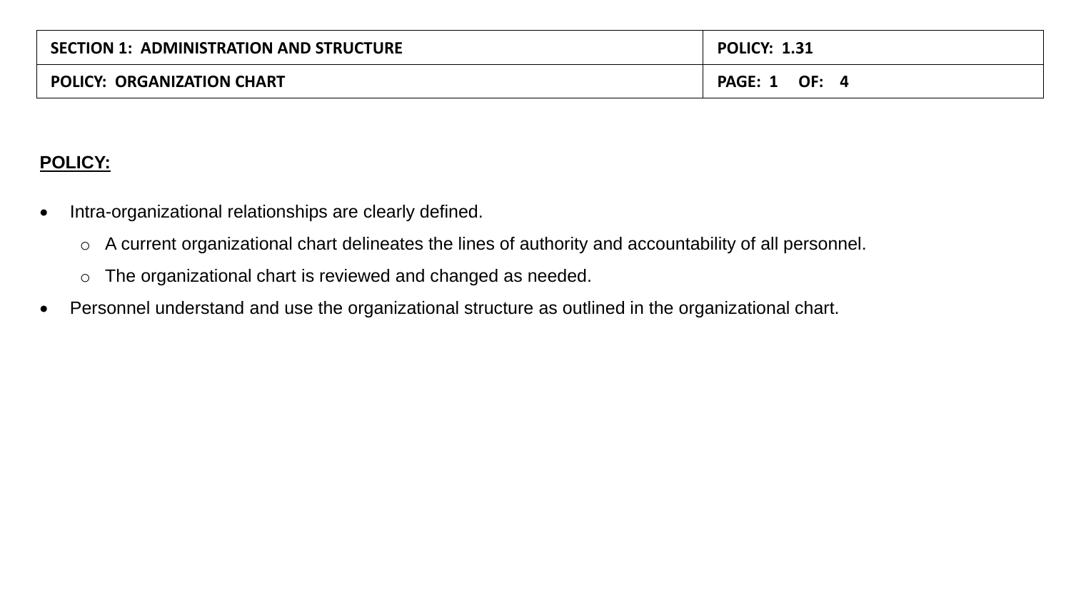| SECTION 1: ADMINISTRATION AND STRUCTURE | POLICY: 1.31 |
| --- | --- |
| POLICY: ORGANIZATION CHART | PAGE: 1 OF: 4 |

**POLICY:**

- Intra-organizational relationships are clearly defined.
  - A current organizational chart delineates the lines of authority and accountability of all personnel.
  - The organizational chart is reviewed and changed as needed.
- Personnel understand and use the organizational structure as outlined in the organizational chart.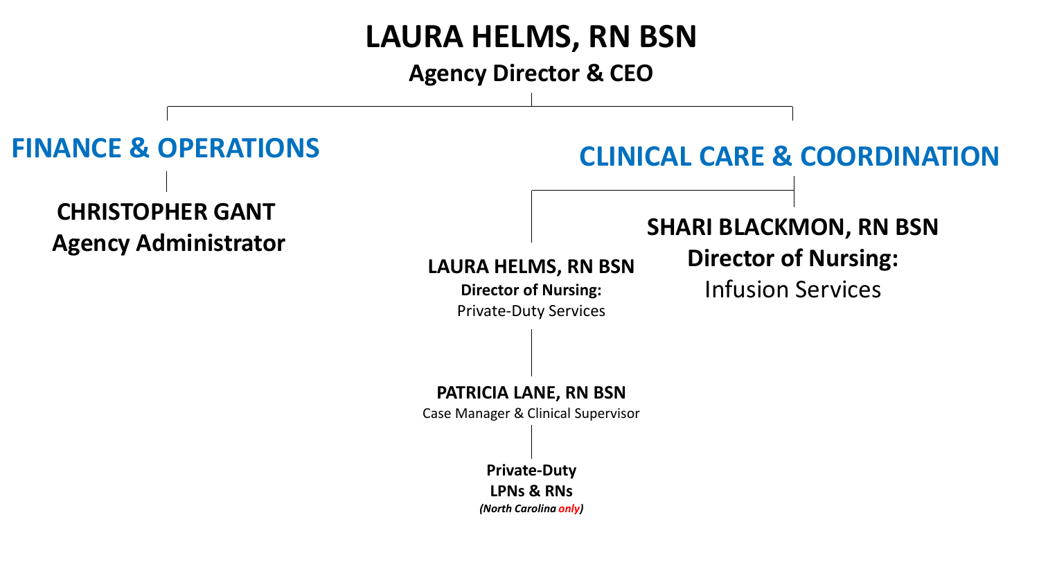# LAURA HELMS, RN BSN

**Agency Director & CEO**

## FINANCE & OPERATIONS

**CHRISTOPHER GANT**
**Agency Administrator**

## CLINICAL CARE & COORDINATION

**LAURA HELMS, RN BSN**
**Director of Nursing:**
Private-Duty Services

**PATRICIA LANE, RN BSN**
Case Manager & Clinical Supervisor

**Private-Duty**
**LPNs & RNs**
***(North Carolina only)***

**SHARI BLACKMON, RN BSN**
**Director of Nursing:**
Infusion Services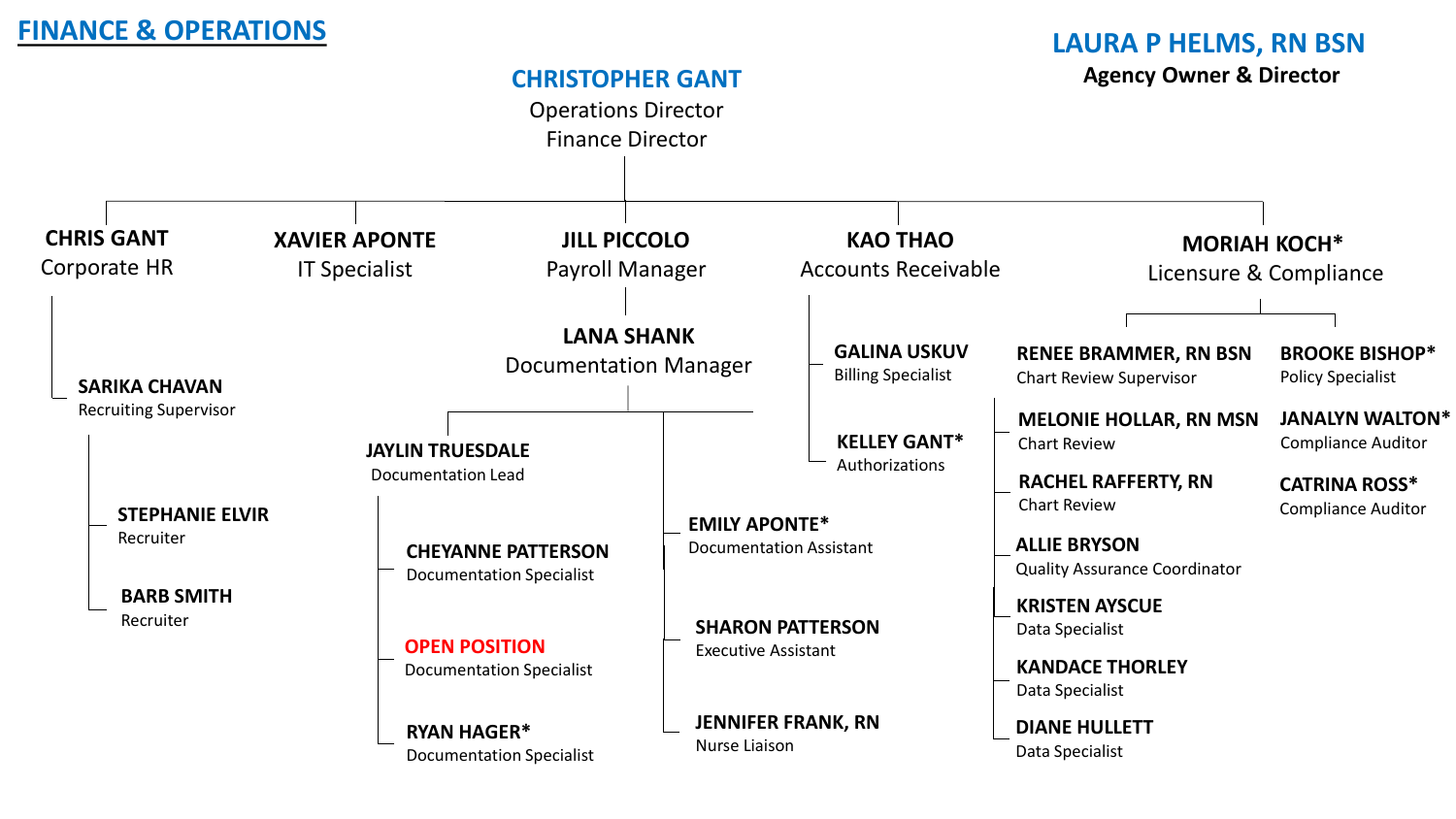## FINANCE & OPERATIONS

**LAURA P HELMS, RN BSN**
Agency Owner & Director

**CHRISTOPHER GANT**
Operations Director
Finance Director

- **CHRIS GANT** – Corporate HR
  - **SARIKA CHAVAN** – Recruiting Supervisor
    - **STEPHANIE ELVIR** – Recruiter
    - **BARB SMITH** – Recruiter
- **XAVIER APONTE** – IT Specialist
- **JILL PICCOLO** – Payroll Manager
  - **LANA SHANK** – Documentation Manager
    - **JAYLIN TRUESDALE** – Documentation Lead
      - **CHEYANNE PATTERSON** – Documentation Specialist
      - **OPEN POSITION** – Documentation Specialist
      - **RYAN HAGER*** – Documentation Specialist
    - **EMILY APONTE*** – Documentation Assistant
    - **SHARON PATTERSON** – Executive Assistant
    - **JENNIFER FRANK, RN** – Nurse Liaison
- **KAO THAO** – Accounts Receivable
  - **GALINA USKUV** – Billing Specialist
  - **KELLEY GANT*** – Authorizations
- **MORIAH KOCH*** – Licensure & Compliance
  - **RENEE BRAMMER, RN BSN** – Chart Review Supervisor
    - **MELONIE HOLLAR, RN MSN** – Chart Review
    - **RACHEL RAFFERTY, RN** – Chart Review
    - **ALLIE BRYSON** – Quality Assurance Coordinator
    - **KRISTEN AYSCUE** – Data Specialist
    - **KANDACE THORLEY** – Data Specialist
    - **DIANE HULLETT** – Data Specialist
  - **BROOKE BISHOP*** – Policy Specialist
    - **JANALYN WALTON*** – Compliance Auditor
    - **CATRINA ROSS*** – Compliance Auditor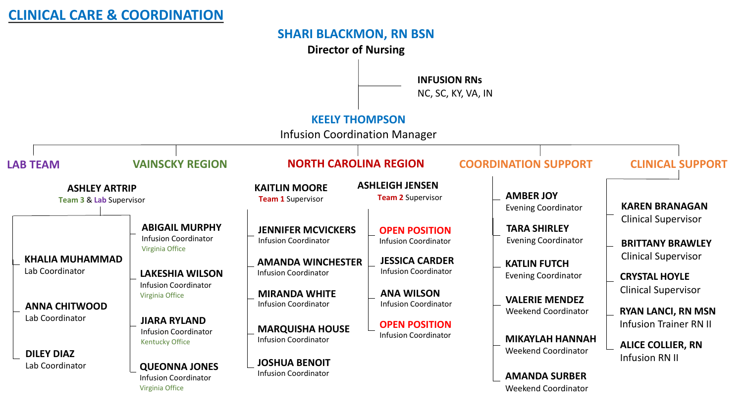# CLINICAL CARE & COORDINATION

## SHARI BLACKMON, RN BSN
**Director of Nursing**

**INFUSION RNs**
NC, SC, KY, VA, IN

## KEELY THOMPSON
Infusion Coordination Manager

### LAB TEAM

**ASHLEY ARTRIP**
Team 3 & Lab Supervisor

- **KHALIA MUHAMMAD** – Lab Coordinator
- **ANNA CHITWOOD** – Lab Coordinator
- **DILEY DIAZ** – Lab Coordinator

### VAINSCKY REGION

- **ABIGAIL MURPHY** – Infusion Coordinator, Virginia Office
- **LAKESHIA WILSON** – Infusion Coordinator, Virginia Office
- **JIARA RYLAND** – Infusion Coordinator, Kentucky Office
- **QUEONNA JONES** – Infusion Coordinator, Virginia Office

### NORTH CAROLINA REGION

**KAITLIN MOORE**
Team 1 Supervisor

- **JENNIFER MCVICKERS** – Infusion Coordinator
- **AMANDA WINCHESTER** – Infusion Coordinator
- **MIRANDA WHITE** – Infusion Coordinator
- **MARQUISHA HOUSE** – Infusion Coordinator
- **JOSHUA BENOIT** – Infusion Coordinator

**ASHLEIGH JENSEN**
Team 2 Supervisor

- **OPEN POSITION** – Infusion Coordinator
- **JESSICA CARDER** – Infusion Coordinator
- **ANA WILSON** – Infusion Coordinator
- **OPEN POSITION** – Infusion Coordinator

### COORDINATION SUPPORT

- **AMBER JOY** – Evening Coordinator
- **TARA SHIRLEY** – Evening Coordinator
- **KATLIN FUTCH** – Evening Coordinator
- **VALERIE MENDEZ** – Weekend Coordinator
- **MIKAYLAH HANNAH** – Weekend Coordinator
- **AMANDA SURBER** – Weekend Coordinator

### CLINICAL SUPPORT

- **KAREN BRANAGAN** – Clinical Supervisor
- **BRITTANY BRAWLEY** – Clinical Supervisor
- **CRYSTAL HOYLE** – Clinical Supervisor
- **RYAN LANCI, RN MSN** – Infusion Trainer RN II
- **ALICE COLLIER, RN** – Infusion RN II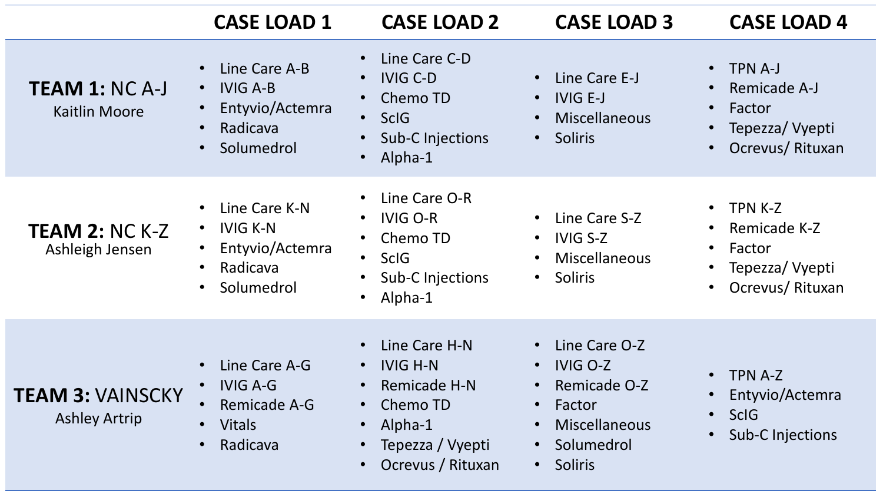| | CASE LOAD 1 | CASE LOAD 2 | CASE LOAD 3 | CASE LOAD 4 |
|---|---|---|---|---|
| **TEAM 1:** NC A-J<br>Kaitlin Moore | • Line Care A-B<br>• IVIG A-B<br>• Entyvio/Actemra<br>• Radicava<br>• Solumedrol | • Line Care C-D<br>• IVIG C-D<br>• Chemo TD<br>• ScIG<br>• Sub-C Injections<br>• Alpha-1 | • Line Care E-J<br>• IVIG E-J<br>• Miscellaneous<br>• Soliris | • TPN A-J<br>• Remicade A-J<br>• Factor<br>• Tepezza/ Vyepti<br>• Ocrevus/ Rituxan |
| **TEAM 2:** NC K-Z<br>Ashleigh Jensen | • Line Care K-N<br>• IVIG K-N<br>• Entyvio/Actemra<br>• Radicava<br>• Solumedrol | • Line Care O-R<br>• IVIG O-R<br>• Chemo TD<br>• ScIG<br>• Sub-C Injections<br>• Alpha-1 | • Line Care S-Z<br>• IVIG S-Z<br>• Miscellaneous<br>• Soliris | • TPN K-Z<br>• Remicade K-Z<br>• Factor<br>• Tepezza/ Vyepti<br>• Ocrevus/ Rituxan |
| **TEAM 3:** VAINSCKY<br>Ashley Artrip | • Line Care A-G<br>• IVIG A-G<br>• Remicade A-G<br>• Vitals<br>• Radicava | • Line Care H-N<br>• IVIG H-N<br>• Remicade H-N<br>• Chemo TD<br>• Alpha-1<br>• Tepezza / Vyepti<br>• Ocrevus / Rituxan | • Line Care O-Z<br>• IVIG O-Z<br>• Remicade O-Z<br>• Factor<br>• Miscellaneous<br>• Solumedrol<br>• Soliris | • TPN A-Z<br>• Entyvio/Actemra<br>• ScIG<br>• Sub-C Injections |